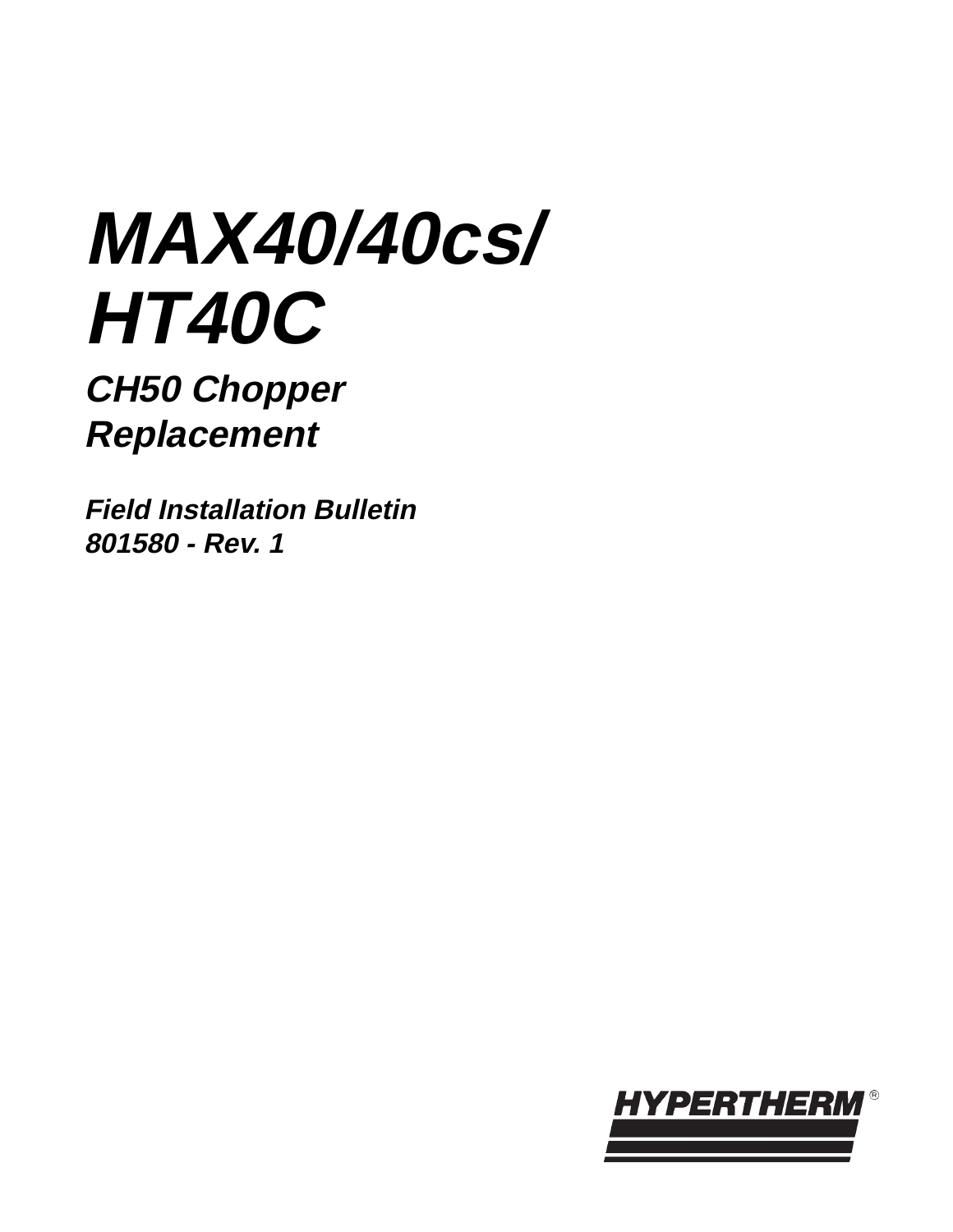# MAX40/40cs/ HT40C

## CH50 Chopper Replacement

***Field Installation Bulletin***
***801580 - Rev. 1***

HYPERTHERM®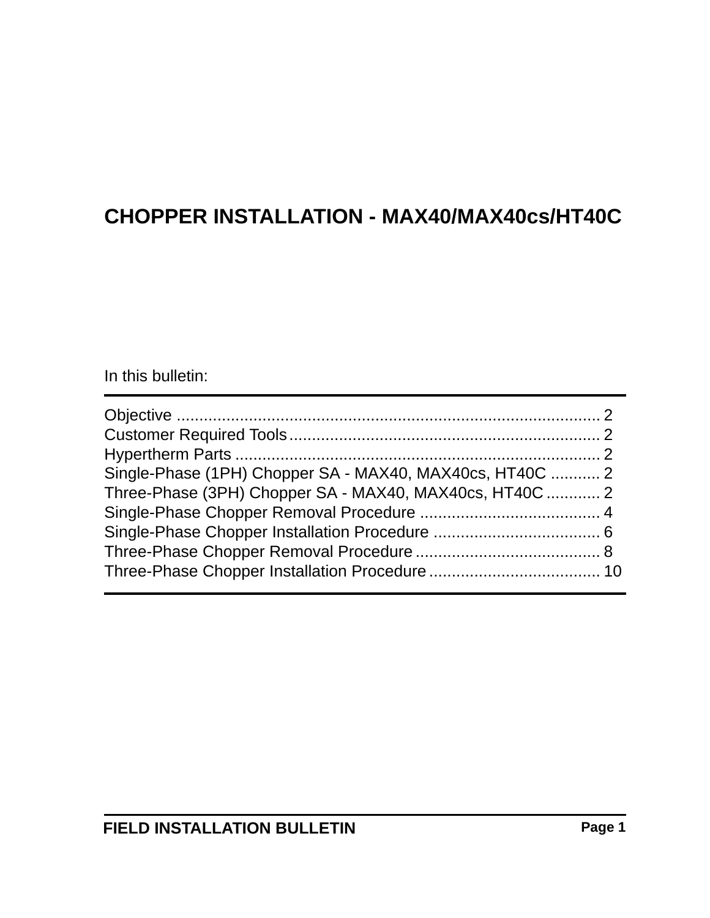# CHOPPER INSTALLATION - MAX40/MAX40cs/HT40C

In this bulletin:

| | |
|---|---|
| Objective | 2 |
| Customer Required Tools | 2 |
| Hypertherm Parts | 2 |
| Single-Phase (1PH) Chopper SA - MAX40, MAX40cs, HT40C | 2 |
| Three-Phase (3PH) Chopper SA - MAX40, MAX40cs, HT40C | 2 |
| Single-Phase Chopper Removal Procedure | 4 |
| Single-Phase Chopper Installation Procedure | 6 |
| Three-Phase Chopper Removal Procedure | 8 |
| Three-Phase Chopper Installation Procedure | 10 |

FIELD INSTALLATION BULLETIN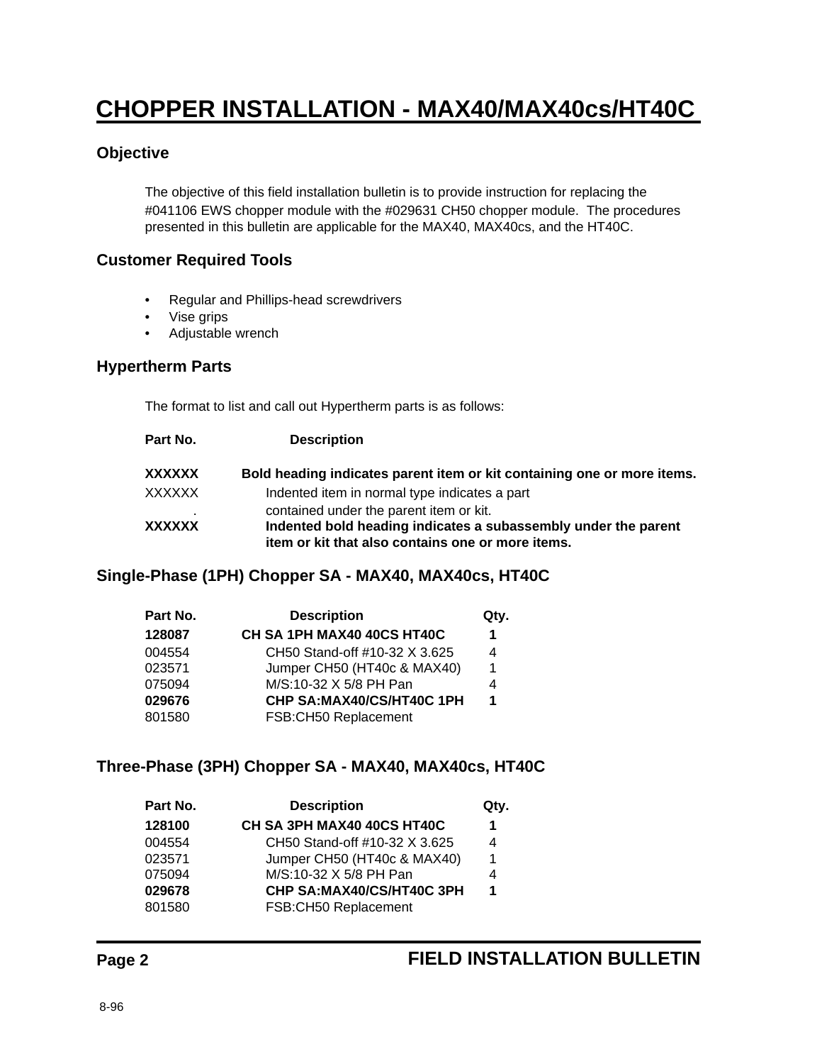# CHOPPER INSTALLATION - MAX40/MAX40cs/HT40C

## Objective

The objective of this field installation bulletin is to provide instruction for replacing the #041106 EWS chopper module with the #029631 CH50 chopper module. The procedures presented in this bulletin are applicable for the MAX40, MAX40cs, and the HT40C.

## Customer Required Tools

- Regular and Phillips-head screwdrivers
- Vise grips
- Adjustable wrench

## Hypertherm Parts

The format to list and call out Hypertherm parts is as follows:

| Part No. | Description |
|---|---|
| **XXXXXX** | **Bold heading indicates parent item or kit containing one or more items.** |
| XXXXXX | Indented item in normal type indicates a part contained under the parent item or kit. |
| **XXXXXX** | **Indented bold heading indicates a subassembly under the parent item or kit that also contains one or more items.** |

## Single-Phase (1PH) Chopper SA - MAX40, MAX40cs, HT40C

| Part No. | Description | Qty. |
|---|---|---|
| **128087** | **CH SA 1PH MAX40 40CS HT40C** | **1** |
| 004554 | CH50 Stand-off #10-32 X 3.625 | 4 |
| 023571 | Jumper CH50 (HT40c & MAX40) | 1 |
| 075094 | M/S:10-32 X 5/8 PH Pan | 4 |
| **029676** | **CHP SA:MAX40/CS/HT40C 1PH** | **1** |
| 801580 | FSB:CH50 Replacement | |

## Three-Phase (3PH) Chopper SA - MAX40, MAX40cs, HT40C

| Part No. | Description | Qty. |
|---|---|---|
| **128100** | **CH SA 3PH MAX40 40CS HT40C** | **1** |
| 004554 | CH50 Stand-off #10-32 X 3.625 | 4 |
| 023571 | Jumper CH50 (HT40c & MAX40) | 1 |
| 075094 | M/S:10-32 X 5/8 PH Pan | 4 |
| **029678** | **CHP SA:MAX40/CS/HT40C 3PH** | **1** |
| 801580 | FSB:CH50 Replacement | |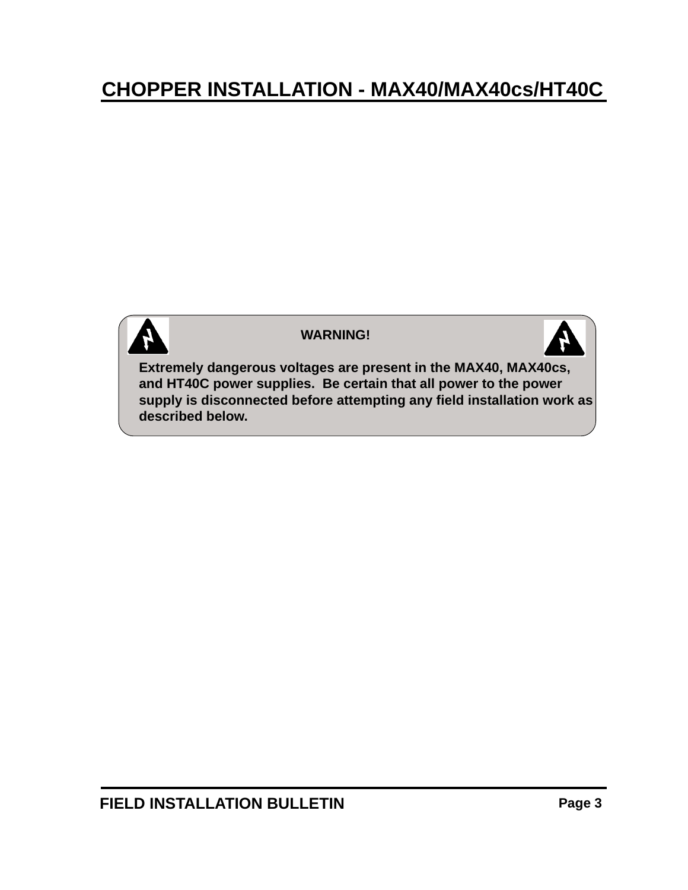# CHOPPER INSTALLATION - MAX40/MAX40cs/HT40C

**WARNING!**

**Extremely dangerous voltages are present in the MAX40, MAX40cs, and HT40C power supplies. Be certain that all power to the power supply is disconnected before attempting any field installation work as described below.**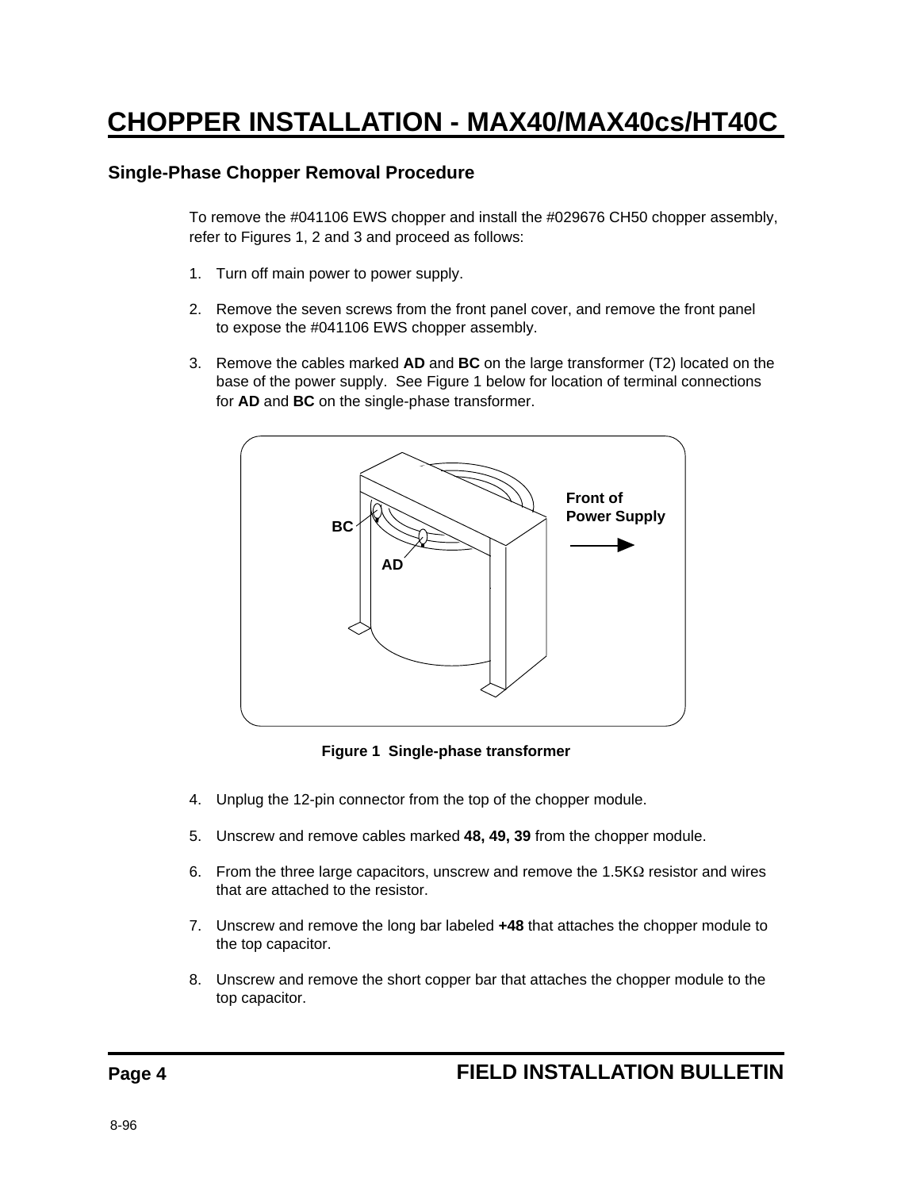# CHOPPER INSTALLATION - MAX40/MAX40cs/HT40C

## Single-Phase Chopper Removal Procedure

To remove the #041106 EWS chopper and install the #029676 CH50 chopper assembly, refer to Figures 1, 2 and 3 and proceed as follows:

1. Turn off main power to power supply.
2. Remove the seven screws from the front panel cover, and remove the front panel to expose the #041106 EWS chopper assembly.
3. Remove the cables marked **AD** and **BC** on the large transformer (T2) located on the base of the power supply. See Figure 1 below for location of terminal connections for **AD** and **BC** on the single-phase transformer.

**Figure 1 Single-phase transformer**

4. Unplug the 12-pin connector from the top of the chopper module.
5. Unscrew and remove cables marked **48, 49, 39** from the chopper module.
6. From the three large capacitors, unscrew and remove the 1.5KΩ resistor and wires that are attached to the resistor.
7. Unscrew and remove the long bar labeled **+48** that attaches the chopper module to the top capacitor.
8. Unscrew and remove the short copper bar that attaches the chopper module to the top capacitor.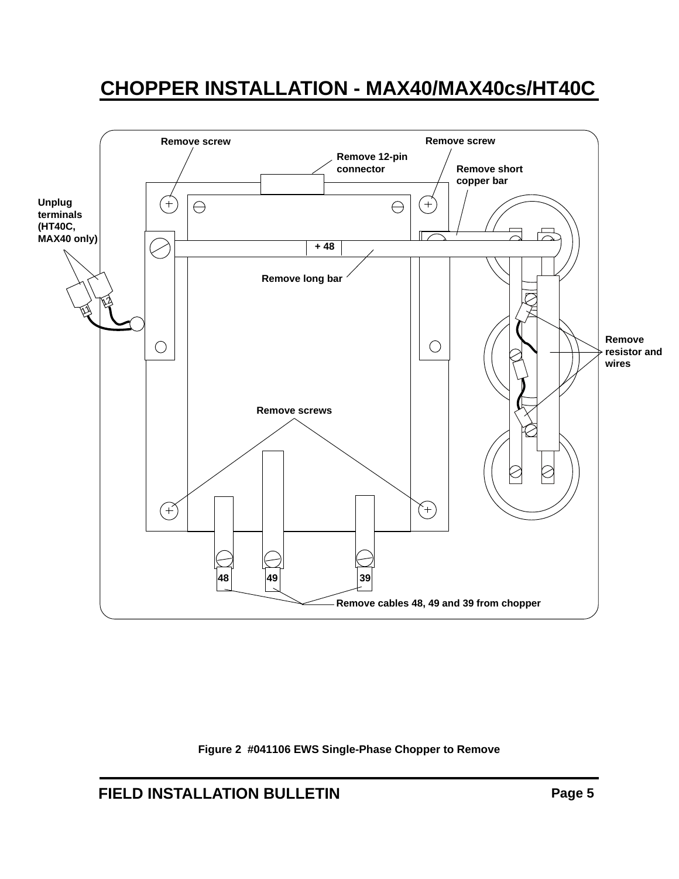# CHOPPER INSTALLATION - MAX40/MAX40cs/HT40C

Remove screw

Remove screw

Remove 12-pin connector

Remove short copper bar

Unplug terminals (HT40C, MAX40 only)

+ 48

Remove long bar

Remove resistor and wires

Remove screws

48 49 39

Remove cables 48, 49 and 39 from chopper

Figure 2 #041106 EWS Single-Phase Chopper to Remove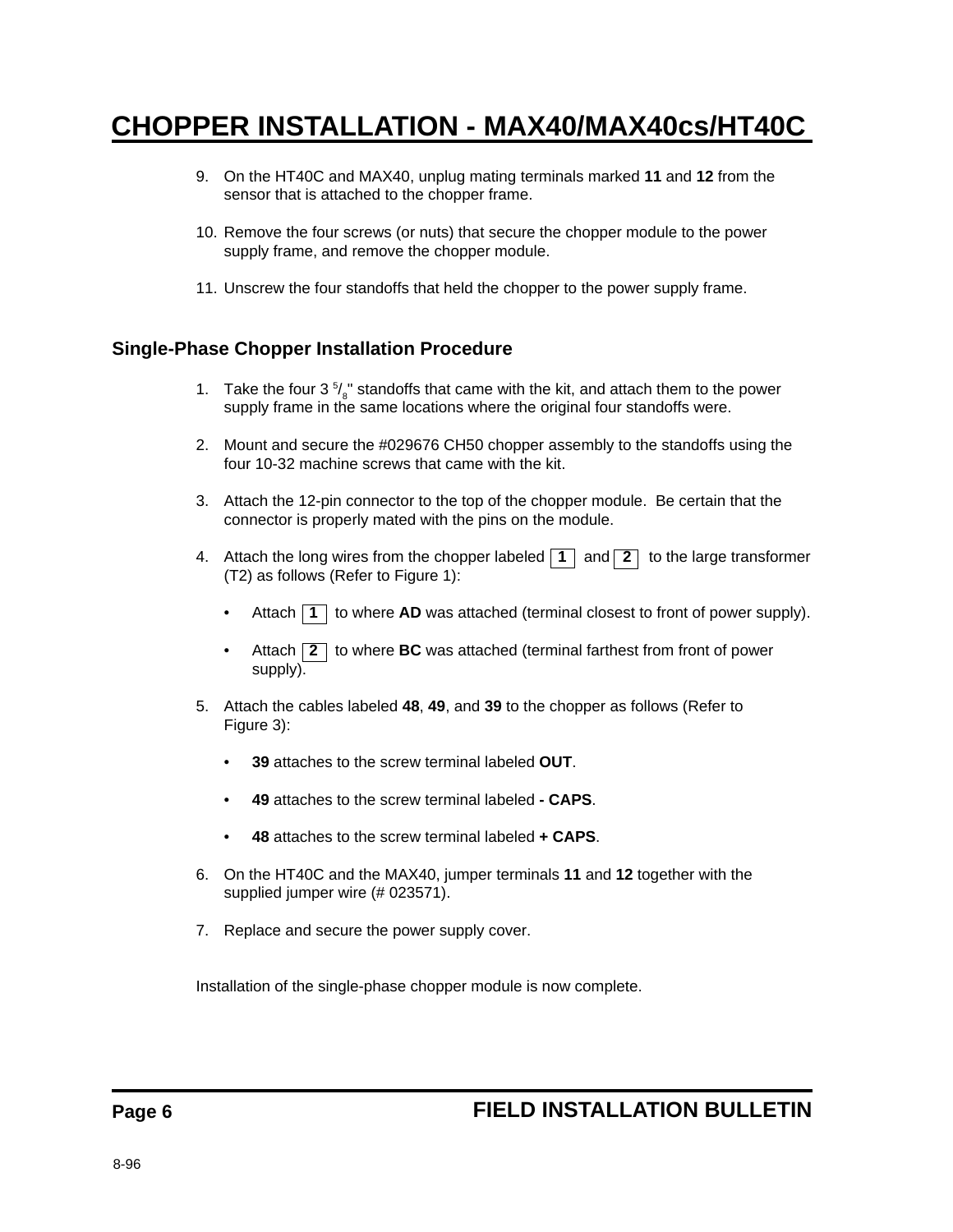# CHOPPER INSTALLATION - MAX40/MAX40cs/HT40C

9. On the HT40C and MAX40, unplug mating terminals marked **11** and **12** from the sensor that is attached to the chopper frame.

10. Remove the four screws (or nuts) that secure the chopper module to the power supply frame, and remove the chopper module.

11. Unscrew the four standoffs that held the chopper to the power supply frame.

## Single-Phase Chopper Installation Procedure

1. Take the four 3 $^{5}/_{8}$" standoffs that came with the kit, and attach them to the power supply frame in the same locations where the original four standoffs were.

2. Mount and secure the #029676 CH50 chopper assembly to the standoffs using the four 10-32 machine screws that came with the kit.

3. Attach the 12-pin connector to the top of the chopper module. Be certain that the connector is properly mated with the pins on the module.

4. Attach the long wires from the chopper labeled **1** and **2** to the large transformer (T2) as follows (Refer to Figure 1):

   - Attach **1** to where **AD** was attached (terminal closest to front of power supply).
   - Attach **2** to where **BC** was attached (terminal farthest from front of power supply).

5. Attach the cables labeled **48**, **49**, and **39** to the chopper as follows (Refer to Figure 3):

   - **39** attaches to the screw terminal labeled **OUT**.
   - **49** attaches to the screw terminal labeled **- CAPS**.
   - **48** attaches to the screw terminal labeled **+ CAPS**.

6. On the HT40C and the MAX40, jumper terminals **11** and **12** together with the supplied jumper wire (# 023571).

7. Replace and secure the power supply cover.

Installation of the single-phase chopper module is now complete.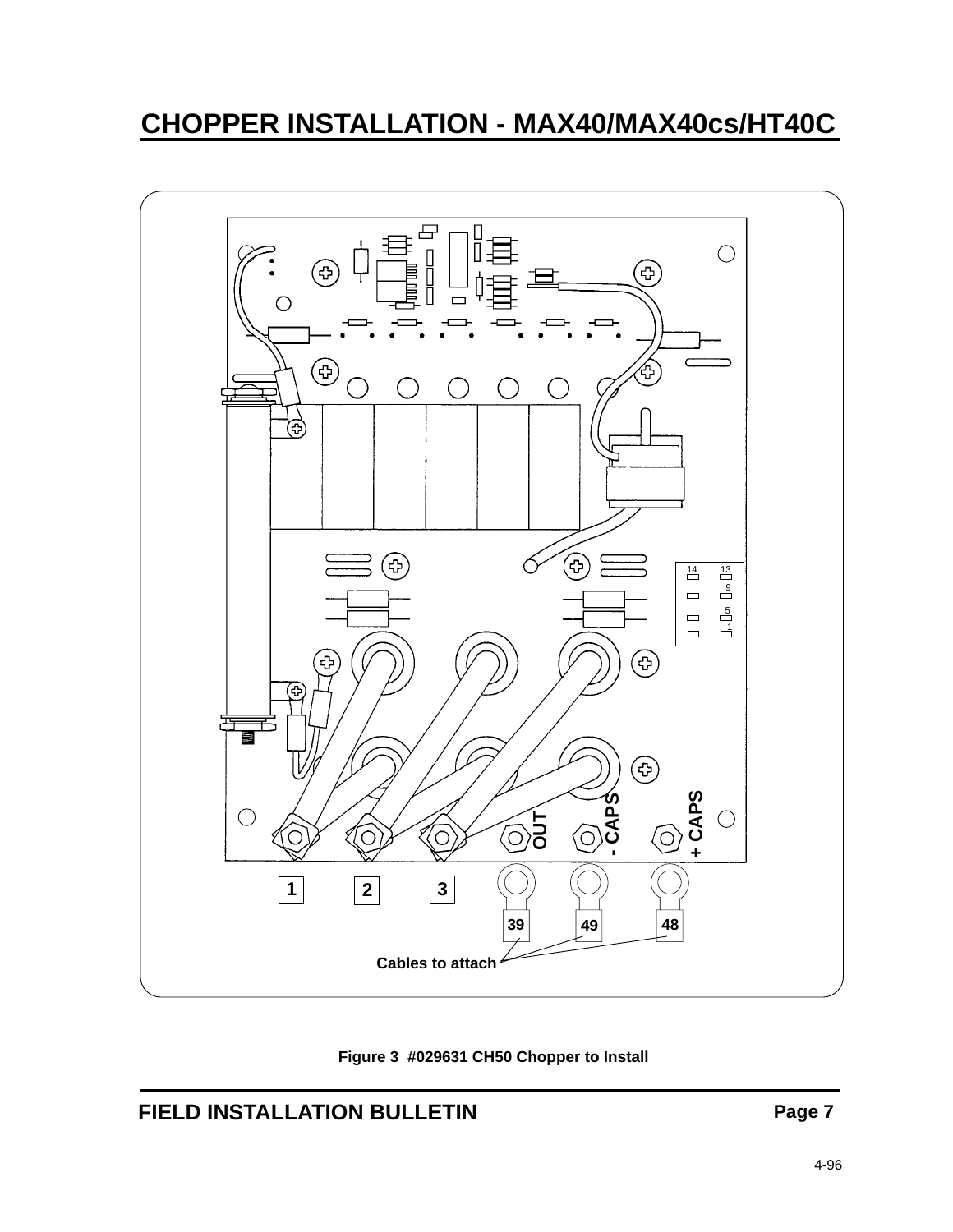# CHOPPER INSTALLATION - MAX40/MAX40cs/HT40C

OUT

- CAPS

+ CAPS

1 2 3

39 49 48

Cables to attach

Figure 3 #029631 CH50 Chopper to Install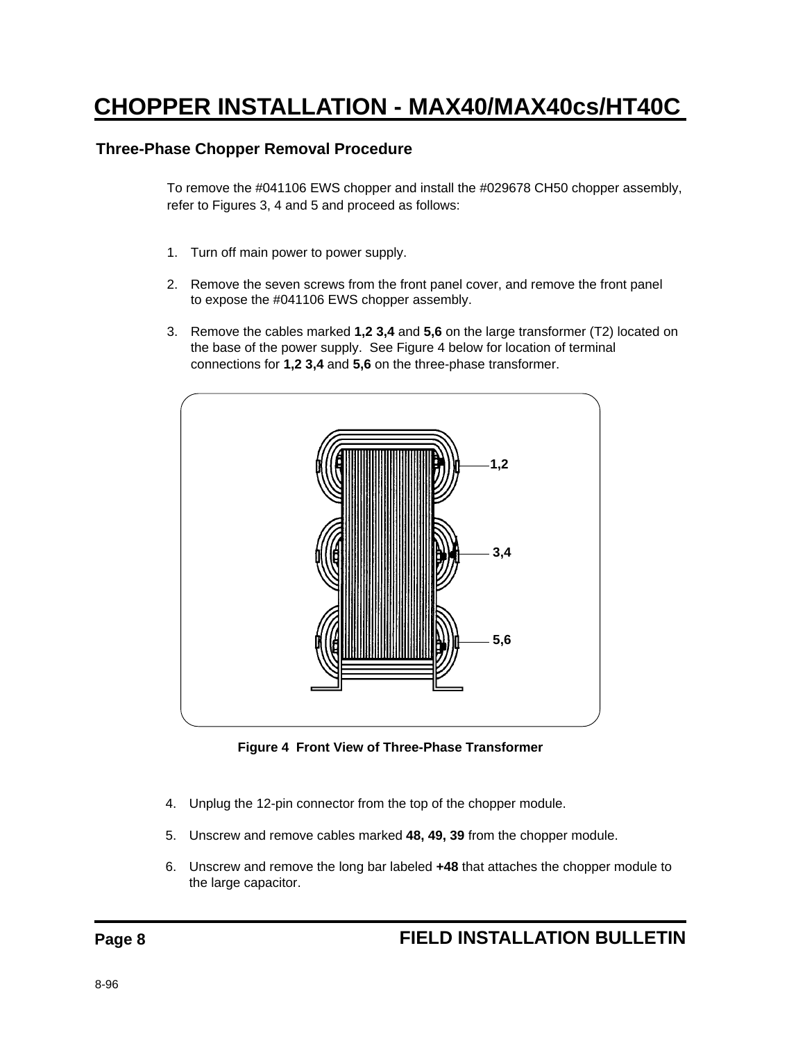# CHOPPER INSTALLATION - MAX40/MAX40cs/HT40C

## Three-Phase Chopper Removal Procedure

To remove the #041106 EWS chopper and install the #029678 CH50 chopper assembly, refer to Figures 3, 4 and 5 and proceed as follows:

1. Turn off main power to power supply.
2. Remove the seven screws from the front panel cover, and remove the front panel to expose the #041106 EWS chopper assembly.
3. Remove the cables marked **1,2 3,4** and **5,6** on the large transformer (T2) located on the base of the power supply. See Figure 4 below for location of terminal connections for **1,2 3,4** and **5,6** on the three-phase transformer.

**Figure 4 Front View of Three-Phase Transformer**

4. Unplug the 12-pin connector from the top of the chopper module.
5. Unscrew and remove cables marked **48, 49, 39** from the chopper module.
6. Unscrew and remove the long bar labeled **+48** that attaches the chopper module to the large capacitor.

FIELD INSTALLATION BULLETIN

8-96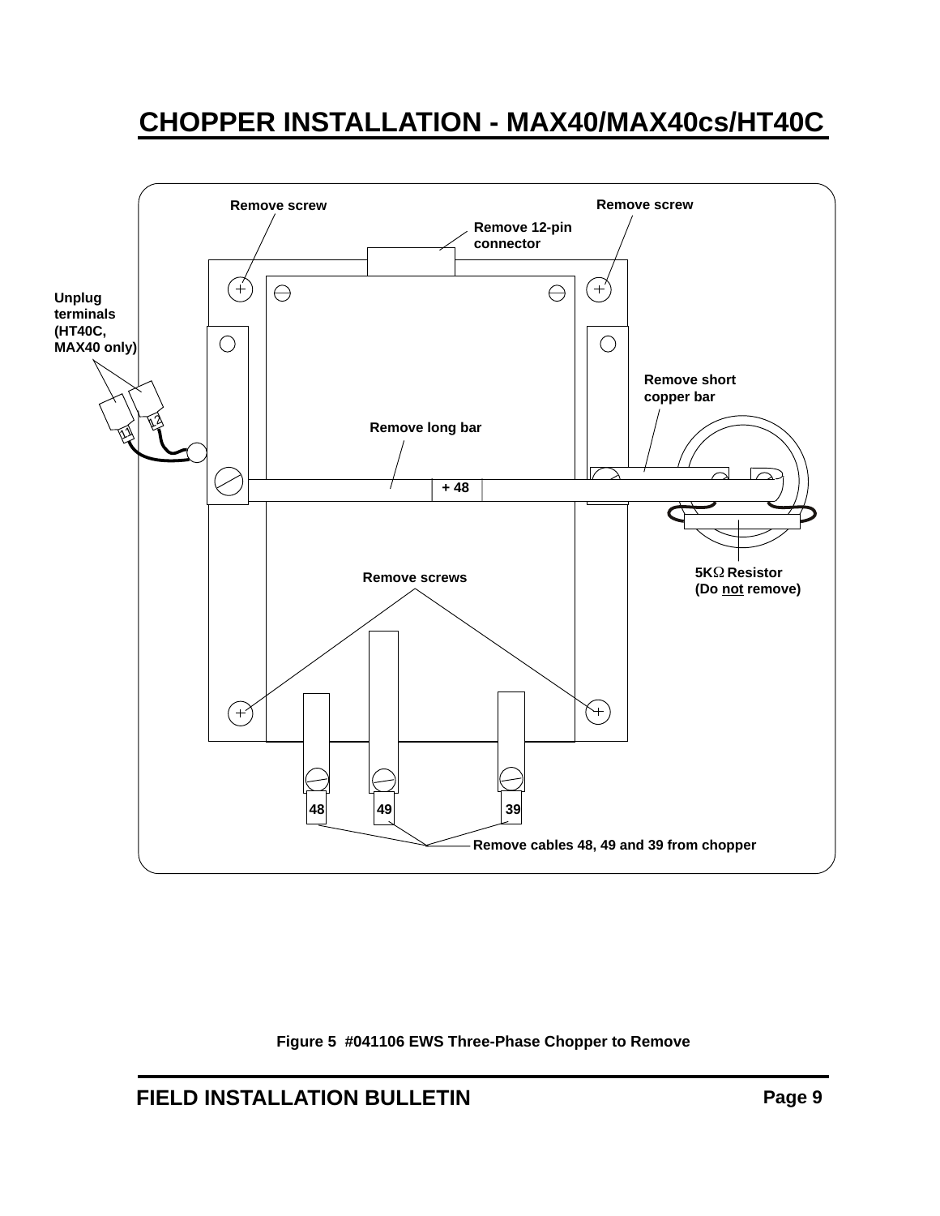# CHOPPER INSTALLATION - MAX40/MAX40cs/HT40C

Remove screw

Remove screw

Remove 12-pin connector

Unplug terminals (HT40C, MAX40 only)

Remove short copper bar

Remove long bar

+ 48

5KΩ Resistor (Do not remove)

Remove screws

48 49 39

Remove cables 48, 49 and 39 from chopper

Figure 5 #041106 EWS Three-Phase Chopper to Remove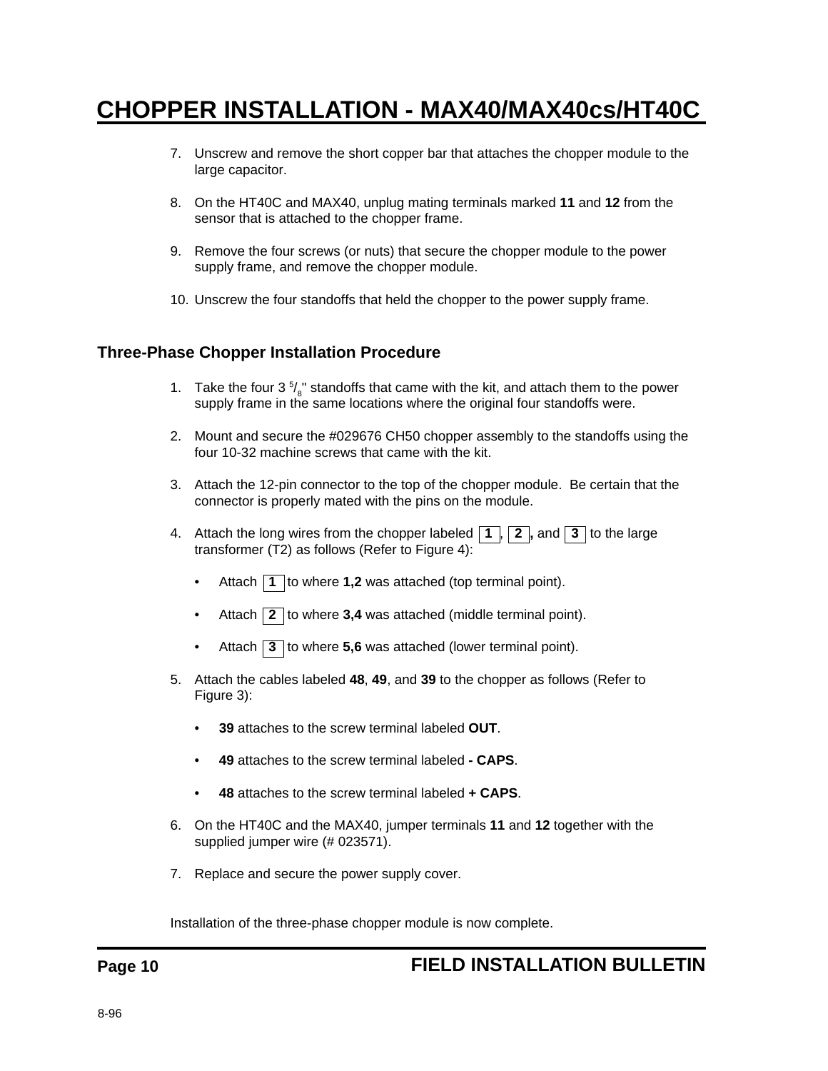# CHOPPER INSTALLATION - MAX40/MAX40cs/HT40C

7. Unscrew and remove the short copper bar that attaches the chopper module to the large capacitor.

8. On the HT40C and MAX40, unplug mating terminals marked **11** and **12** from the sensor that is attached to the chopper frame.

9. Remove the four screws (or nuts) that secure the chopper module to the power supply frame, and remove the chopper module.

10. Unscrew the four standoffs that held the chopper to the power supply frame.

## Three-Phase Chopper Installation Procedure

1. Take the four 3 $^{5}/_{8}$" standoffs that came with the kit, and attach them to the power supply frame in the same locations where the original four standoffs were.

2. Mount and secure the #029676 CH50 chopper assembly to the standoffs using the four 10-32 machine screws that came with the kit.

3. Attach the 12-pin connector to the top of the chopper module. Be certain that the connector is properly mated with the pins on the module.

4. Attach the long wires from the chopper labeled **1**, **2**, and **3** to the large transformer (T2) as follows (Refer to Figure 4):

   - Attach **1** to where **1,2** was attached (top terminal point).
   - Attach **2** to where **3,4** was attached (middle terminal point).
   - Attach **3** to where **5,6** was attached (lower terminal point).

5. Attach the cables labeled **48**, **49**, and **39** to the chopper as follows (Refer to Figure 3):

   - **39** attaches to the screw terminal labeled **OUT**.
   - **49** attaches to the screw terminal labeled **- CAPS**.
   - **48** attaches to the screw terminal labeled **+ CAPS**.

6. On the HT40C and the MAX40, jumper terminals **11** and **12** together with the supplied jumper wire (# 023571).

7. Replace and secure the power supply cover.

Installation of the three-phase chopper module is now complete.